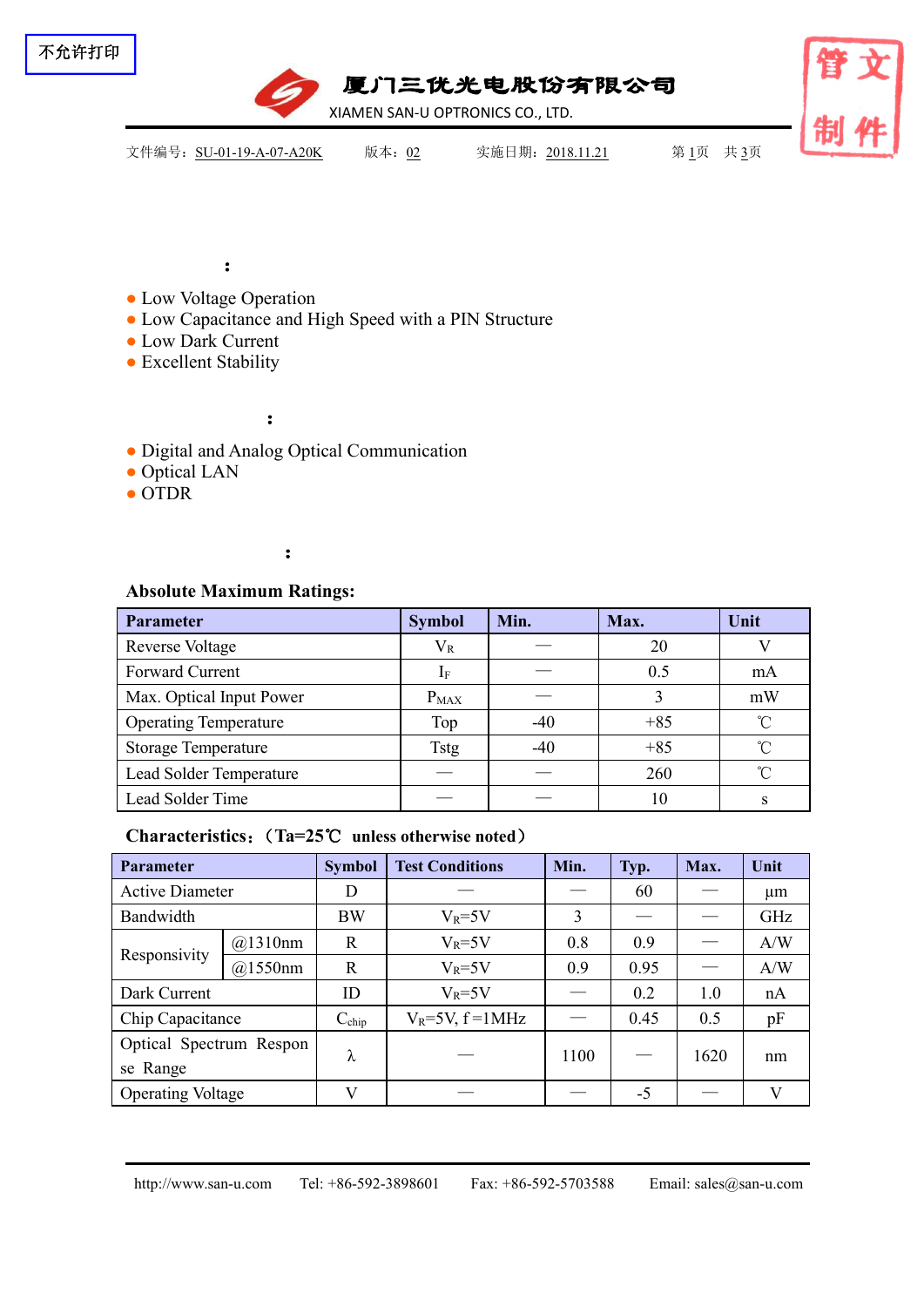不允许打印

厦门三优光电股份有限公司

XIAMEN SAN-U OPTRONICS CO., LTD.

文件编号：SU-01-19-A-07-A20K　　版本：02　　实施日期：2018.11.21

:

- Low Voltage Operation
- Low Capacitance and High Speed with a PIN Structure
- Low Dark Current
- Excellent Stability

:

- Digital and Analog Optical Communication
- Optical LAN
- OTDR

:

**Absolute Maximum Ratings:**

| Parameter | Symbol | Min. | Max. | Unit |
|---|---|---|---|---|
| Reverse Voltage | $V_R$ | — | 20 | V |
| Forward Current | $I_F$ | — | 0.5 | mA |
| Max. Optical Input Power | $P_{MAX}$ | — | 3 | mW |
| Operating Temperature | Top | -40 | +85 | ℃ |
| Storage Temperature | Tstg | -40 | +85 | ℃ |
| Lead Solder Temperature | — | — | 260 | ℃ |
| Lead Solder Time | — | — | 10 | s |

**Characteristics:（Ta=25℃ unless otherwise noted）**

| Parameter | | Symbol | Test Conditions | Min. | Typ. | Max. | Unit |
|---|---|---|---|---|---|---|---|
| Active Diameter | | D | — | — | 60 | — | μm |
| Bandwidth | | BW | $V_R$=5V | 3 | — | — | GHz |
| Responsivity | @1310nm | R | $V_R$=5V | 0.8 | 0.9 | — | A/W |
| | @1550nm | R | $V_R$=5V | 0.9 | 0.95 | — | A/W |
| Dark Current | | ID | $V_R$=5V | — | 0.2 | 1.0 | nA |
| Chip Capacitance | | $C_{chip}$ | $V_R$=5V, f =1MHz | — | 0.45 | 0.5 | pF |
| Optical Spectrum Response Range | | λ | — | 1100 | — | 1620 | nm |
| Operating Voltage | | V | — | — | -5 | — | V |

http://www.san-u.com　　Tel: +86-592-3898601　　Fax: +86-592-5703588　　Email: sales@san-u.com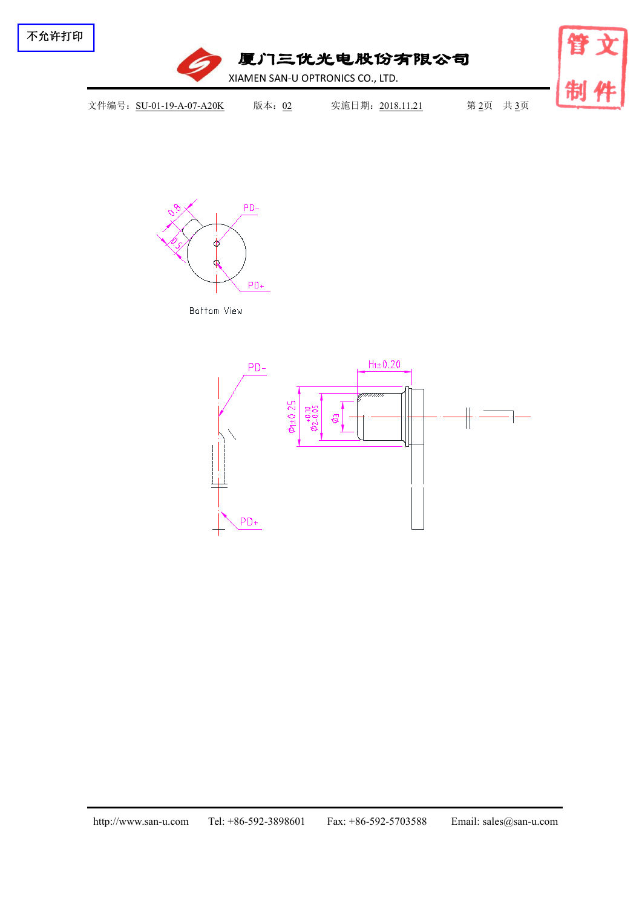不允许打印

文件编号：SU-01-19-A-07-A20K　　版本：02　　实施日期：2018.11.21　　第2页　共3页

管文
制件

0.8

0.5

PD-

PD+

Bottom View

PD-

PD+

H1±0.20

Φ1±0.25

$\Phi 2^{+0.10}_{-0.05}$

Φ3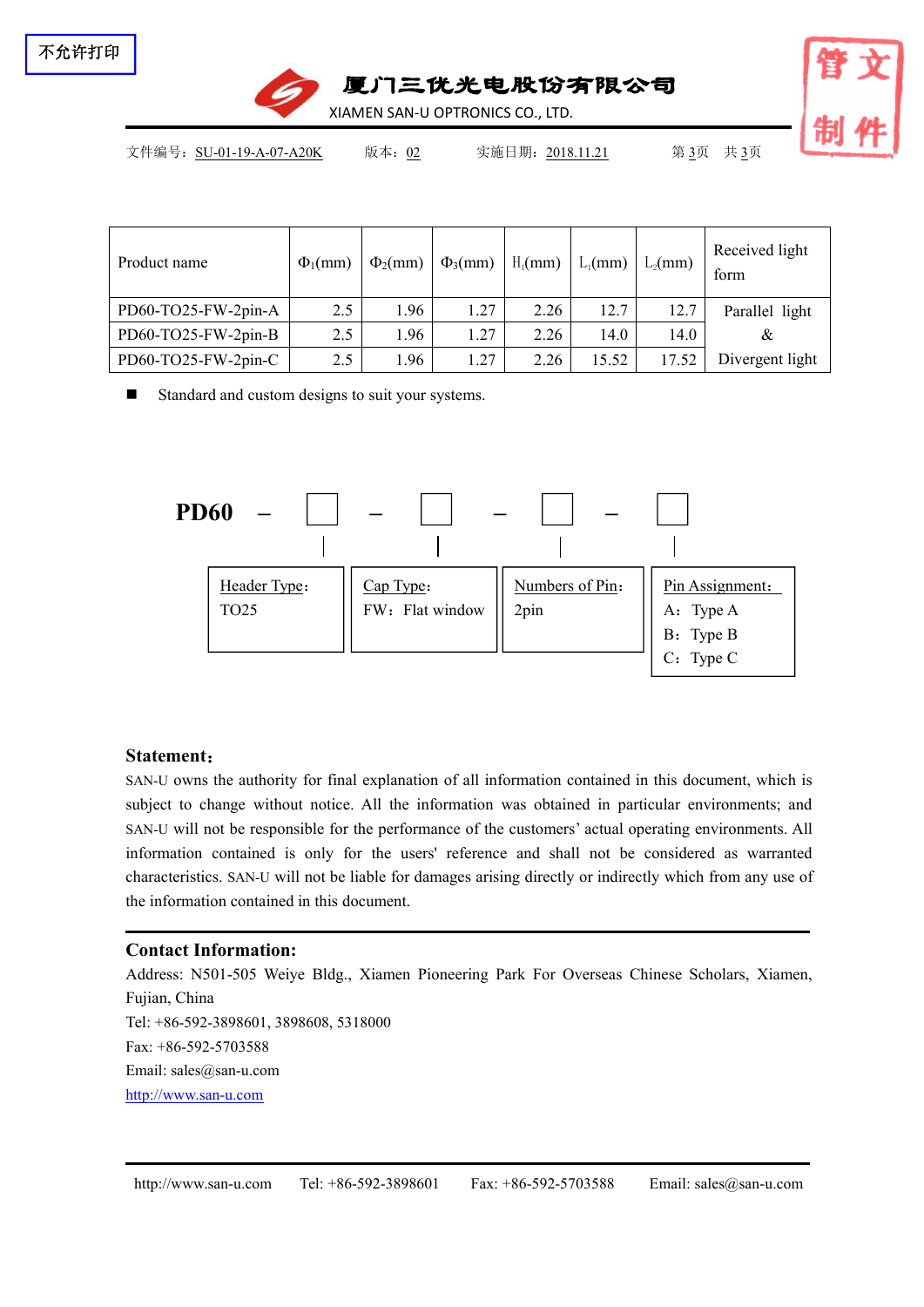| Product name | $\Phi_1$(mm) | $\Phi_2$(mm) | $\Phi_3$(mm) | $H_1$(mm) | $L_1$(mm) | $L_2$(mm) | Received light form |
|---|---|---|---|---|---|---|---|
| PD60-TO25-FW-2pin-A | 2.5 | 1.96 | 1.27 | 2.26 | 12.7 | 12.7 | Parallel light & Divergent light |
| PD60-TO25-FW-2pin-B | 2.5 | 1.96 | 1.27 | 2.26 | 14.0 | 14.0 | |
| PD60-TO25-FW-2pin-C | 2.5 | 1.96 | 1.27 | 2.26 | 15.52 | 17.52 | |

- Standard and custom designs to suit your systems.

**PD60 – □ – □ – □ – □**

- Header Type：TO25
- Cap Type：FW：Flat window
- Numbers of Pin：2pin
- Pin Assignment：
  - A：Type A
  - B：Type B
  - C：Type C

**Statement：**

SAN-U owns the authority for final explanation of all information contained in this document, which is subject to change without notice. All the information was obtained in particular environments; and SAN-U will not be responsible for the performance of the customers' actual operating environments. All information contained is only for the users' reference and shall not be considered as warranted characteristics. SAN-U will not be liable for damages arising directly or indirectly which from any use of the information contained in this document.

**Contact Information:**

Address: N501-505 Weiye Bldg., Xiamen Pioneering Park For Overseas Chinese Scholars, Xiamen, Fujian, China

Tel: +86-592-3898601, 3898608, 5318000

Fax: +86-592-5703588

Email: sales@san-u.com

http://www.san-u.com